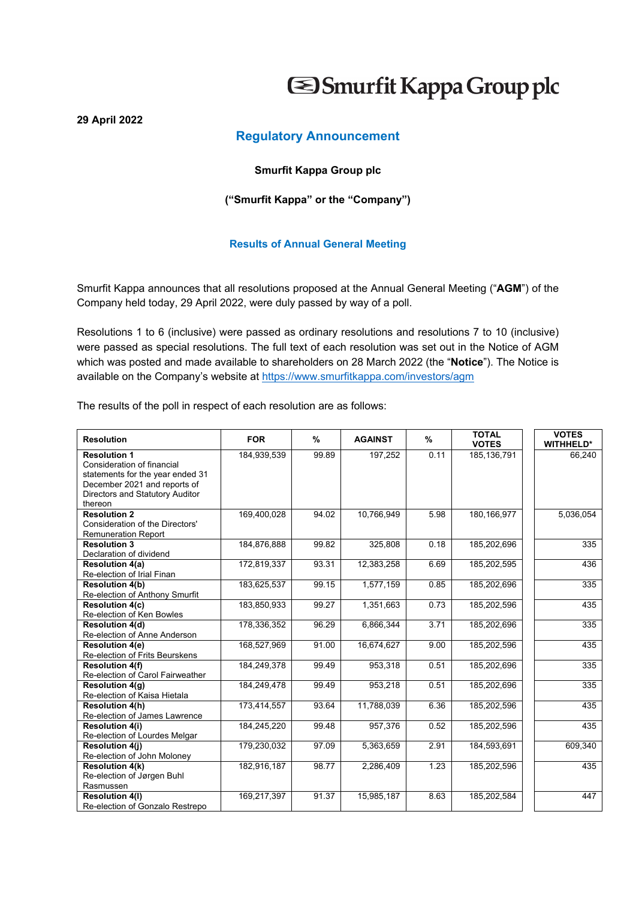# Smurfit Kappa Group plc

**29 April 2022**

## Regulatory Announcement

**Smurfit Kappa Group plc**

**("Smurfit Kappa" or the "Company")**

### Results of Annual General Meeting

Smurfit Kappa announces that all resolutions proposed at the Annual General Meeting ("**AGM**") of the Company held today, 29 April 2022, were duly passed by way of a poll.

Resolutions 1 to 6 (inclusive) were passed as ordinary resolutions and resolutions 7 to 10 (inclusive) were passed as special resolutions. The full text of each resolution was set out in the Notice of AGM which was posted and made available to shareholders on 28 March 2022 (the "**Notice**"). The Notice is available on the Company's website at https://www.smurfitkappa.com/investors/agm

The results of the poll in respect of each resolution are as follows:

| Resolution | FOR | % | AGAINST | % | TOTAL VOTES | VOTES WITHHELD* |
|---|---|---|---|---|---|---|
| **Resolution 1** Consideration of financial statements for the year ended 31 December 2021 and reports of Directors and Statutory Auditor thereon | 184,939,539 | 99.89 | 197,252 | 0.11 | 185,136,791 | 66,240 |
| **Resolution 2** Consideration of the Directors' Remuneration Report | 169,400,028 | 94.02 | 10,766,949 | 5.98 | 180,166,977 | 5,036,054 |
| **Resolution 3** Declaration of dividend | 184,876,888 | 99.82 | 325,808 | 0.18 | 185,202,696 | 335 |
| **Resolution 4(a)** Re-election of Irial Finan | 172,819,337 | 93.31 | 12,383,258 | 6.69 | 185,202,595 | 436 |
| **Resolution 4(b)** Re-election of Anthony Smurfit | 183,625,537 | 99.15 | 1,577,159 | 0.85 | 185,202,696 | 335 |
| **Resolution 4(c)** Re-election of Ken Bowles | 183,850,933 | 99.27 | 1,351,663 | 0.73 | 185,202,596 | 435 |
| **Resolution 4(d)** Re-election of Anne Anderson | 178,336,352 | 96.29 | 6,866,344 | 3.71 | 185,202,696 | 335 |
| **Resolution 4(e)** Re-election of Frits Beurskens | 168,527,969 | 91.00 | 16,674,627 | 9.00 | 185,202,596 | 435 |
| **Resolution 4(f)** Re-election of Carol Fairweather | 184,249,378 | 99.49 | 953,318 | 0.51 | 185,202,696 | 335 |
| **Resolution 4(g)** Re-election of Kaisa Hietala | 184,249,478 | 99.49 | 953,218 | 0.51 | 185,202,696 | 335 |
| **Resolution 4(h)** Re-election of James Lawrence | 173,414,557 | 93.64 | 11,788,039 | 6.36 | 185,202,596 | 435 |
| **Resolution 4(i)** Re-election of Lourdes Melgar | 184,245,220 | 99.48 | 957,376 | 0.52 | 185,202,596 | 435 |
| **Resolution 4(j)** Re-election of John Moloney | 179,230,032 | 97.09 | 5,363,659 | 2.91 | 184,593,691 | 609,340 |
| **Resolution 4(k)** Re-election of Jørgen Buhl Rasmussen | 182,916,187 | 98.77 | 2,286,409 | 1.23 | 185,202,596 | 435 |
| **Resolution 4(l)** Re-election of Gonzalo Restrepo | 169,217,397 | 91.37 | 15,985,187 | 8.63 | 185,202,584 | 447 |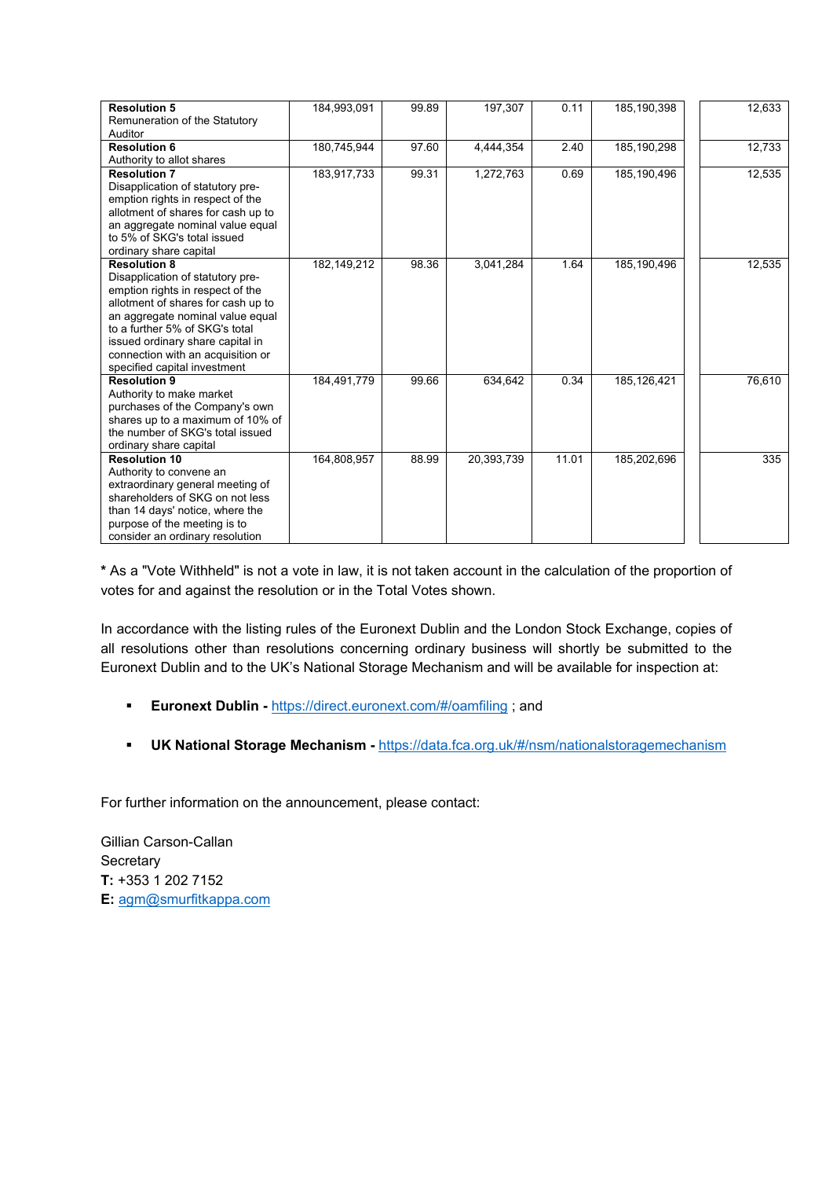| | | | | | | |
|---|---|---|---|---|---|---|
| **Resolution 5**<br>Remuneration of the Statutory Auditor | 184,993,091 | 99.89 | 197,307 | 0.11 | 185,190,398 | 12,633 |
| **Resolution 6**<br>Authority to allot shares | 180,745,944 | 97.60 | 4,444,354 | 2.40 | 185,190,298 | 12,733 |
| **Resolution 7**<br>Disapplication of statutory pre-emption rights in respect of the allotment of shares for cash up to an aggregate nominal value equal to 5% of SKG's total issued ordinary share capital | 183,917,733 | 99.31 | 1,272,763 | 0.69 | 185,190,496 | 12,535 |
| **Resolution 8**<br>Disapplication of statutory pre-emption rights in respect of the allotment of shares for cash up to an aggregate nominal value equal to a further 5% of SKG's total issued ordinary share capital in connection with an acquisition or specified capital investment | 182,149,212 | 98.36 | 3,041,284 | 1.64 | 185,190,496 | 12,535 |
| **Resolution 9**<br>Authority to make market purchases of the Company's own shares up to a maximum of 10% of the number of SKG's total issued ordinary share capital | 184,491,779 | 99.66 | 634,642 | 0.34 | 185,126,421 | 76,610 |
| **Resolution 10**<br>Authority to convene an extraordinary general meeting of shareholders of SKG on not less than 14 days' notice, where the purpose of the meeting is to consider an ordinary resolution | 164,808,957 | 88.99 | 20,393,739 | 11.01 | 185,202,696 | 335 |

**\*** As a "Vote Withheld" is not a vote in law, it is not taken account in the calculation of the proportion of votes for and against the resolution or in the Total Votes shown.

In accordance with the listing rules of the Euronext Dublin and the London Stock Exchange, copies of all resolutions other than resolutions concerning ordinary business will shortly be submitted to the Euronext Dublin and to the UK's National Storage Mechanism and will be available for inspection at:

- **Euronext Dublin -** https://direct.euronext.com/#/oamfiling ; and
- **UK National Storage Mechanism -** https://data.fca.org.uk/#/nsm/nationalstoragemechanism

For further information on the announcement, please contact:

Gillian Carson-Callan
Secretary
**T:** +353 1 202 7152
**E:** agm@smurfitkappa.com